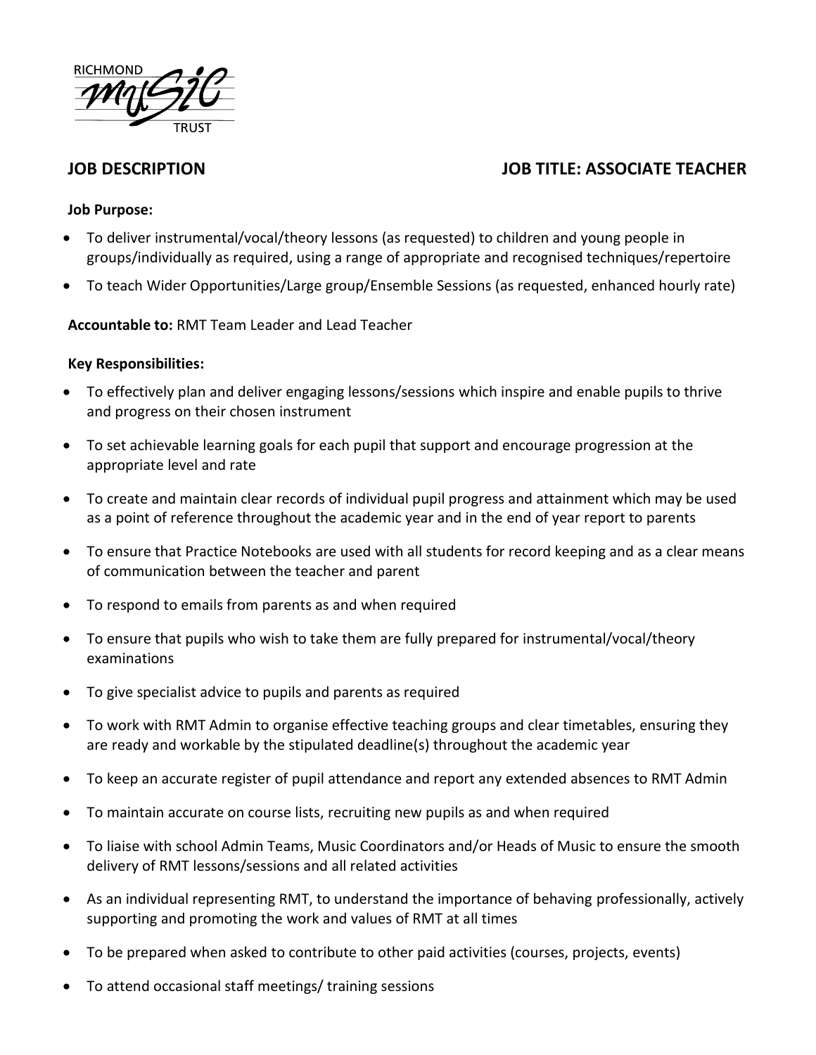RICHMOND MUSIC TRUST

**JOB DESCRIPTION** **JOB TITLE: ASSOCIATE TEACHER**

**Job Purpose:**

- To deliver instrumental/vocal/theory lessons (as requested) to children and young people in groups/individually as required, using a range of appropriate and recognised techniques/repertoire
- To teach Wider Opportunities/Large group/Ensemble Sessions (as requested, enhanced hourly rate)

**Accountable to:** RMT Team Leader and Lead Teacher

**Key Responsibilities:**

- To effectively plan and deliver engaging lessons/sessions which inspire and enable pupils to thrive and progress on their chosen instrument
- To set achievable learning goals for each pupil that support and encourage progression at the appropriate level and rate
- To create and maintain clear records of individual pupil progress and attainment which may be used as a point of reference throughout the academic year and in the end of year report to parents
- To ensure that Practice Notebooks are used with all students for record keeping and as a clear means of communication between the teacher and parent
- To respond to emails from parents as and when required
- To ensure that pupils who wish to take them are fully prepared for instrumental/vocal/theory examinations
- To give specialist advice to pupils and parents as required
- To work with RMT Admin to organise effective teaching groups and clear timetables, ensuring they are ready and workable by the stipulated deadline(s) throughout the academic year
- To keep an accurate register of pupil attendance and report any extended absences to RMT Admin
- To maintain accurate on course lists, recruiting new pupils as and when required
- To liaise with school Admin Teams, Music Coordinators and/or Heads of Music to ensure the smooth delivery of RMT lessons/sessions and all related activities
- As an individual representing RMT, to understand the importance of behaving professionally, actively supporting and promoting the work and values of RMT at all times
- To be prepared when asked to contribute to other paid activities (courses, projects, events)
- To attend occasional staff meetings/ training sessions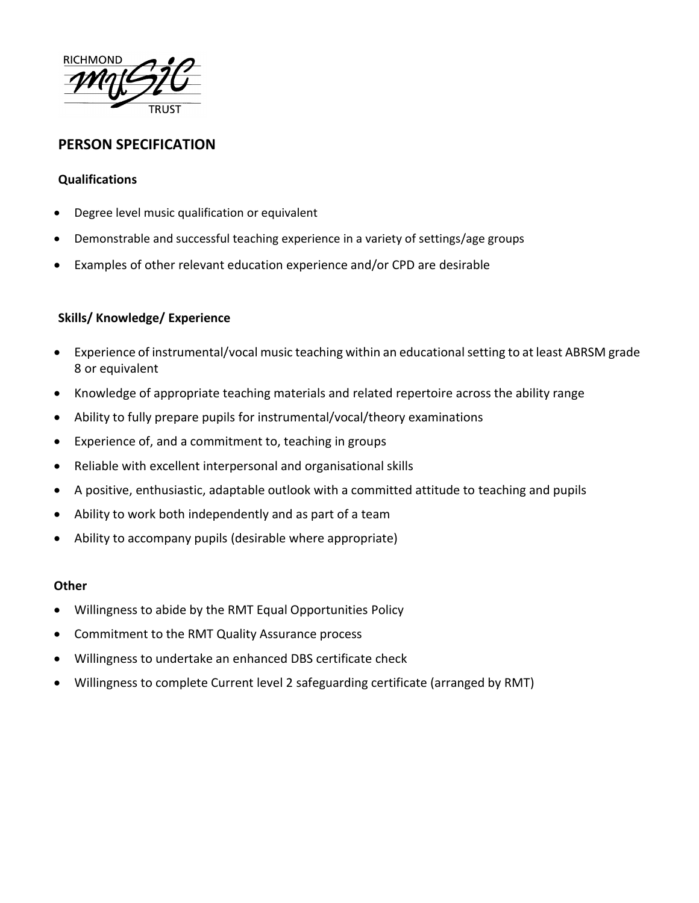RICHMOND MUSIC TRUST

## PERSON SPECIFICATION

### Qualifications

- Degree level music qualification or equivalent
- Demonstrable and successful teaching experience in a variety of settings/age groups
- Examples of other relevant education experience and/or CPD are desirable

### Skills/ Knowledge/ Experience

- Experience of instrumental/vocal music teaching within an educational setting to at least ABRSM grade 8 or equivalent
- Knowledge of appropriate teaching materials and related repertoire across the ability range
- Ability to fully prepare pupils for instrumental/vocal/theory examinations
- Experience of, and a commitment to, teaching in groups
- Reliable with excellent interpersonal and organisational skills
- A positive, enthusiastic, adaptable outlook with a committed attitude to teaching and pupils
- Ability to work both independently and as part of a team
- Ability to accompany pupils (desirable where appropriate)

### Other

- Willingness to abide by the RMT Equal Opportunities Policy
- Commitment to the RMT Quality Assurance process
- Willingness to undertake an enhanced DBS certificate check
- Willingness to complete Current level 2 safeguarding certificate (arranged by RMT)